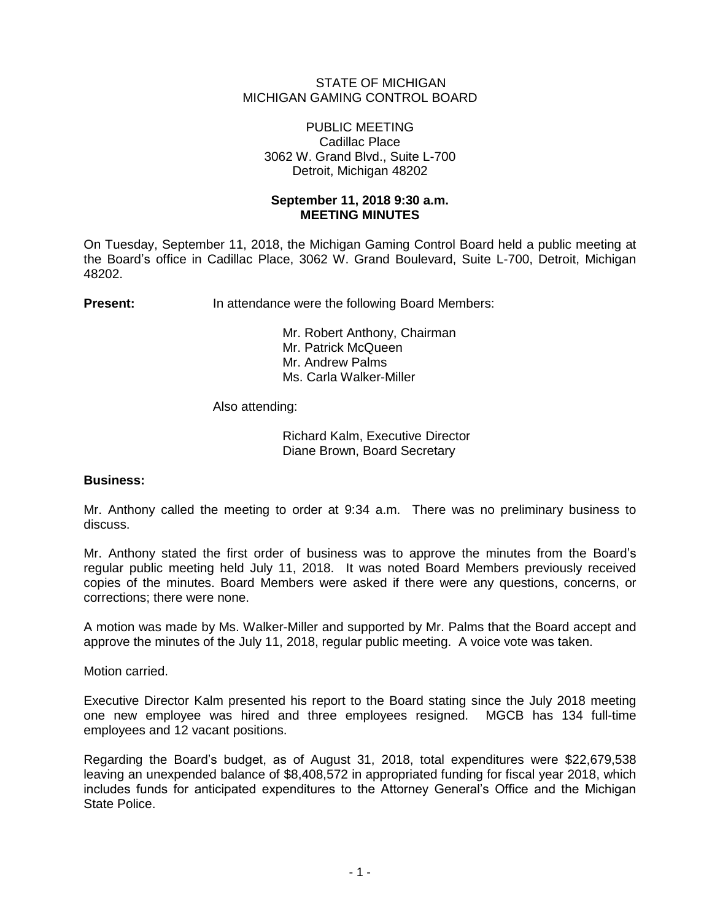STATE OF MICHIGAN
MICHIGAN GAMING CONTROL BOARD

PUBLIC MEETING
Cadillac Place
3062 W. Grand Blvd., Suite L-700
Detroit, Michigan 48202

**September 11, 2018 9:30 a.m.**
**MEETING MINUTES**

On Tuesday, September 11, 2018, the Michigan Gaming Control Board held a public meeting at the Board's office in Cadillac Place, 3062 W. Grand Boulevard, Suite L-700, Detroit, Michigan 48202.

**Present:** In attendance were the following Board Members:

Mr. Robert Anthony, Chairman
Mr. Patrick McQueen
Mr. Andrew Palms
Ms. Carla Walker-Miller

Also attending:

Richard Kalm, Executive Director
Diane Brown, Board Secretary

**Business:**

Mr. Anthony called the meeting to order at 9:34 a.m. There was no preliminary business to discuss.

Mr. Anthony stated the first order of business was to approve the minutes from the Board's regular public meeting held July 11, 2018. It was noted Board Members previously received copies of the minutes. Board Members were asked if there were any questions, concerns, or corrections; there were none.

A motion was made by Ms. Walker-Miller and supported by Mr. Palms that the Board accept and approve the minutes of the July 11, 2018, regular public meeting. A voice vote was taken.

Motion carried.

Executive Director Kalm presented his report to the Board stating since the July 2018 meeting one new employee was hired and three employees resigned. MGCB has 134 full-time employees and 12 vacant positions.

Regarding the Board's budget, as of August 31, 2018, total expenditures were $22,679,538 leaving an unexpended balance of $8,408,572 in appropriated funding for fiscal year 2018, which includes funds for anticipated expenditures to the Attorney General's Office and the Michigan State Police.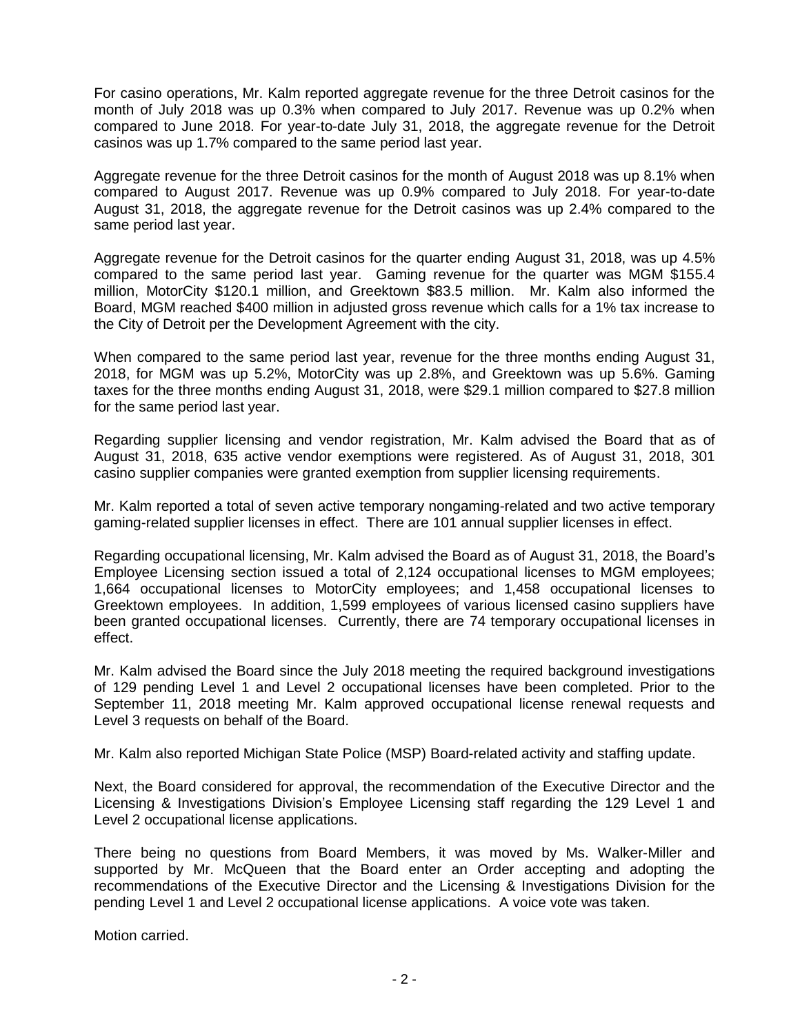For casino operations, Mr. Kalm reported aggregate revenue for the three Detroit casinos for the month of July 2018 was up 0.3% when compared to July 2017. Revenue was up 0.2% when compared to June 2018. For year-to-date July 31, 2018, the aggregate revenue for the Detroit casinos was up 1.7% compared to the same period last year.

Aggregate revenue for the three Detroit casinos for the month of August 2018 was up 8.1% when compared to August 2017. Revenue was up 0.9% compared to July 2018. For year-to-date August 31, 2018, the aggregate revenue for the Detroit casinos was up 2.4% compared to the same period last year.

Aggregate revenue for the Detroit casinos for the quarter ending August 31, 2018, was up 4.5% compared to the same period last year. Gaming revenue for the quarter was MGM $155.4 million, MotorCity $120.1 million, and Greektown $83.5 million. Mr. Kalm also informed the Board, MGM reached $400 million in adjusted gross revenue which calls for a 1% tax increase to the City of Detroit per the Development Agreement with the city.

When compared to the same period last year, revenue for the three months ending August 31, 2018, for MGM was up 5.2%, MotorCity was up 2.8%, and Greektown was up 5.6%. Gaming taxes for the three months ending August 31, 2018, were $29.1 million compared to $27.8 million for the same period last year.

Regarding supplier licensing and vendor registration, Mr. Kalm advised the Board that as of August 31, 2018, 635 active vendor exemptions were registered. As of August 31, 2018, 301 casino supplier companies were granted exemption from supplier licensing requirements.

Mr. Kalm reported a total of seven active temporary nongaming-related and two active temporary gaming-related supplier licenses in effect. There are 101 annual supplier licenses in effect.

Regarding occupational licensing, Mr. Kalm advised the Board as of August 31, 2018, the Board's Employee Licensing section issued a total of 2,124 occupational licenses to MGM employees; 1,664 occupational licenses to MotorCity employees; and 1,458 occupational licenses to Greektown employees. In addition, 1,599 employees of various licensed casino suppliers have been granted occupational licenses. Currently, there are 74 temporary occupational licenses in effect.

Mr. Kalm advised the Board since the July 2018 meeting the required background investigations of 129 pending Level 1 and Level 2 occupational licenses have been completed. Prior to the September 11, 2018 meeting Mr. Kalm approved occupational license renewal requests and Level 3 requests on behalf of the Board.

Mr. Kalm also reported Michigan State Police (MSP) Board-related activity and staffing update.

Next, the Board considered for approval, the recommendation of the Executive Director and the Licensing & Investigations Division's Employee Licensing staff regarding the 129 Level 1 and Level 2 occupational license applications.

There being no questions from Board Members, it was moved by Ms. Walker-Miller and supported by Mr. McQueen that the Board enter an Order accepting and adopting the recommendations of the Executive Director and the Licensing & Investigations Division for the pending Level 1 and Level 2 occupational license applications. A voice vote was taken.

Motion carried.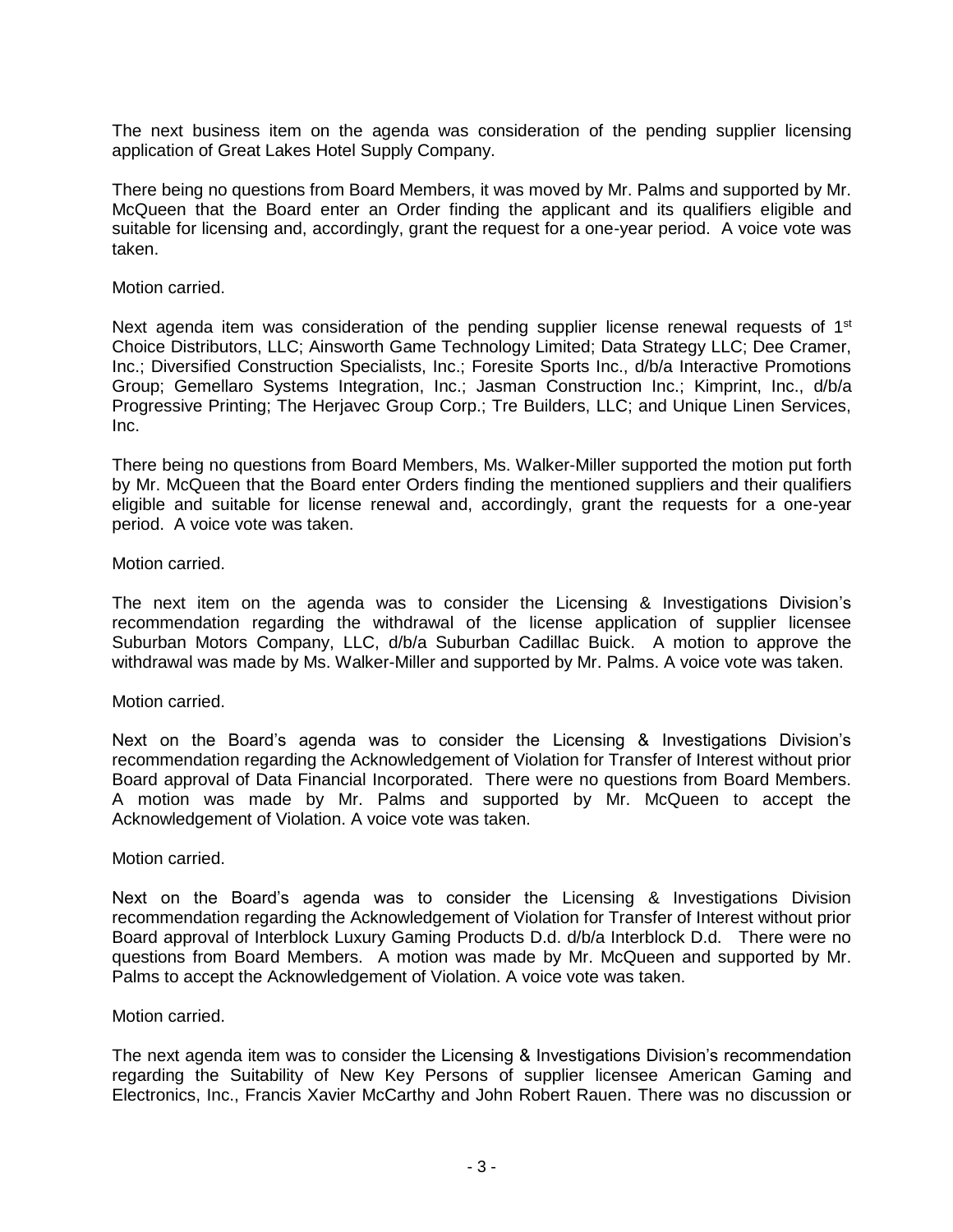The next business item on the agenda was consideration of the pending supplier licensing application of Great Lakes Hotel Supply Company.

There being no questions from Board Members, it was moved by Mr. Palms and supported by Mr. McQueen that the Board enter an Order finding the applicant and its qualifiers eligible and suitable for licensing and, accordingly, grant the request for a one-year period. A voice vote was taken.

Motion carried.

Next agenda item was consideration of the pending supplier license renewal requests of 1st Choice Distributors, LLC; Ainsworth Game Technology Limited; Data Strategy LLC; Dee Cramer, Inc.; Diversified Construction Specialists, Inc.; Foresite Sports Inc., d/b/a Interactive Promotions Group; Gemellaro Systems Integration, Inc.; Jasman Construction Inc.; Kimprint, Inc., d/b/a Progressive Printing; The Herjavec Group Corp.; Tre Builders, LLC; and Unique Linen Services, Inc.

There being no questions from Board Members, Ms. Walker-Miller supported the motion put forth by Mr. McQueen that the Board enter Orders finding the mentioned suppliers and their qualifiers eligible and suitable for license renewal and, accordingly, grant the requests for a one-year period. A voice vote was taken.

Motion carried.

The next item on the agenda was to consider the Licensing & Investigations Division's recommendation regarding the withdrawal of the license application of supplier licensee Suburban Motors Company, LLC, d/b/a Suburban Cadillac Buick. A motion to approve the withdrawal was made by Ms. Walker-Miller and supported by Mr. Palms. A voice vote was taken.

Motion carried.

Next on the Board's agenda was to consider the Licensing & Investigations Division's recommendation regarding the Acknowledgement of Violation for Transfer of Interest without prior Board approval of Data Financial Incorporated. There were no questions from Board Members. A motion was made by Mr. Palms and supported by Mr. McQueen to accept the Acknowledgement of Violation. A voice vote was taken.

Motion carried.

Next on the Board's agenda was to consider the Licensing & Investigations Division recommendation regarding the Acknowledgement of Violation for Transfer of Interest without prior Board approval of Interblock Luxury Gaming Products D.d. d/b/a Interblock D.d. There were no questions from Board Members. A motion was made by Mr. McQueen and supported by Mr. Palms to accept the Acknowledgement of Violation. A voice vote was taken.

Motion carried.

The next agenda item was to consider the Licensing & Investigations Division's recommendation regarding the Suitability of New Key Persons of supplier licensee American Gaming and Electronics, Inc., Francis Xavier McCarthy and John Robert Rauen. There was no discussion or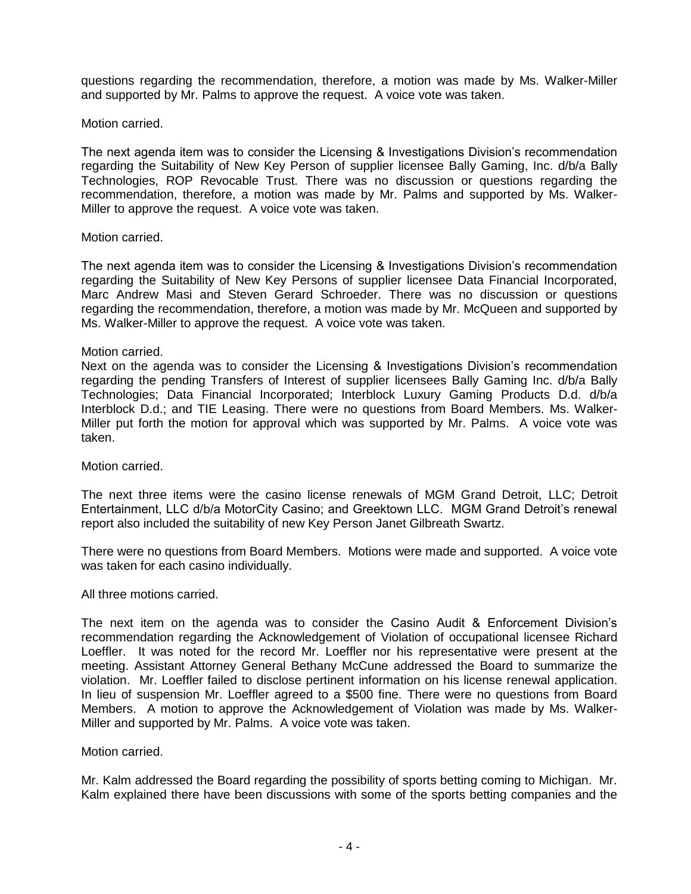questions regarding the recommendation, therefore, a motion was made by Ms. Walker-Miller and supported by Mr. Palms to approve the request. A voice vote was taken.

Motion carried.

The next agenda item was to consider the Licensing & Investigations Division's recommendation regarding the Suitability of New Key Person of supplier licensee Bally Gaming, Inc. d/b/a Bally Technologies, ROP Revocable Trust. There was no discussion or questions regarding the recommendation, therefore, a motion was made by Mr. Palms and supported by Ms. Walker-Miller to approve the request. A voice vote was taken.

Motion carried.

The next agenda item was to consider the Licensing & Investigations Division's recommendation regarding the Suitability of New Key Persons of supplier licensee Data Financial Incorporated, Marc Andrew Masi and Steven Gerard Schroeder. There was no discussion or questions regarding the recommendation, therefore, a motion was made by Mr. McQueen and supported by Ms. Walker-Miller to approve the request. A voice vote was taken.

Motion carried.

Next on the agenda was to consider the Licensing & Investigations Division's recommendation regarding the pending Transfers of Interest of supplier licensees Bally Gaming Inc. d/b/a Bally Technologies; Data Financial Incorporated; Interblock Luxury Gaming Products D.d. d/b/a Interblock D.d.; and TIE Leasing. There were no questions from Board Members. Ms. Walker-Miller put forth the motion for approval which was supported by Mr. Palms. A voice vote was taken.

Motion carried.

The next three items were the casino license renewals of MGM Grand Detroit, LLC; Detroit Entertainment, LLC d/b/a MotorCity Casino; and Greektown LLC. MGM Grand Detroit's renewal report also included the suitability of new Key Person Janet Gilbreath Swartz.

There were no questions from Board Members. Motions were made and supported. A voice vote was taken for each casino individually.

All three motions carried.

The next item on the agenda was to consider the Casino Audit & Enforcement Division's recommendation regarding the Acknowledgement of Violation of occupational licensee Richard Loeffler. It was noted for the record Mr. Loeffler nor his representative were present at the meeting. Assistant Attorney General Bethany McCune addressed the Board to summarize the violation. Mr. Loeffler failed to disclose pertinent information on his license renewal application. In lieu of suspension Mr. Loeffler agreed to a $500 fine. There were no questions from Board Members. A motion to approve the Acknowledgement of Violation was made by Ms. Walker-Miller and supported by Mr. Palms. A voice vote was taken.

Motion carried.

Mr. Kalm addressed the Board regarding the possibility of sports betting coming to Michigan. Mr. Kalm explained there have been discussions with some of the sports betting companies and the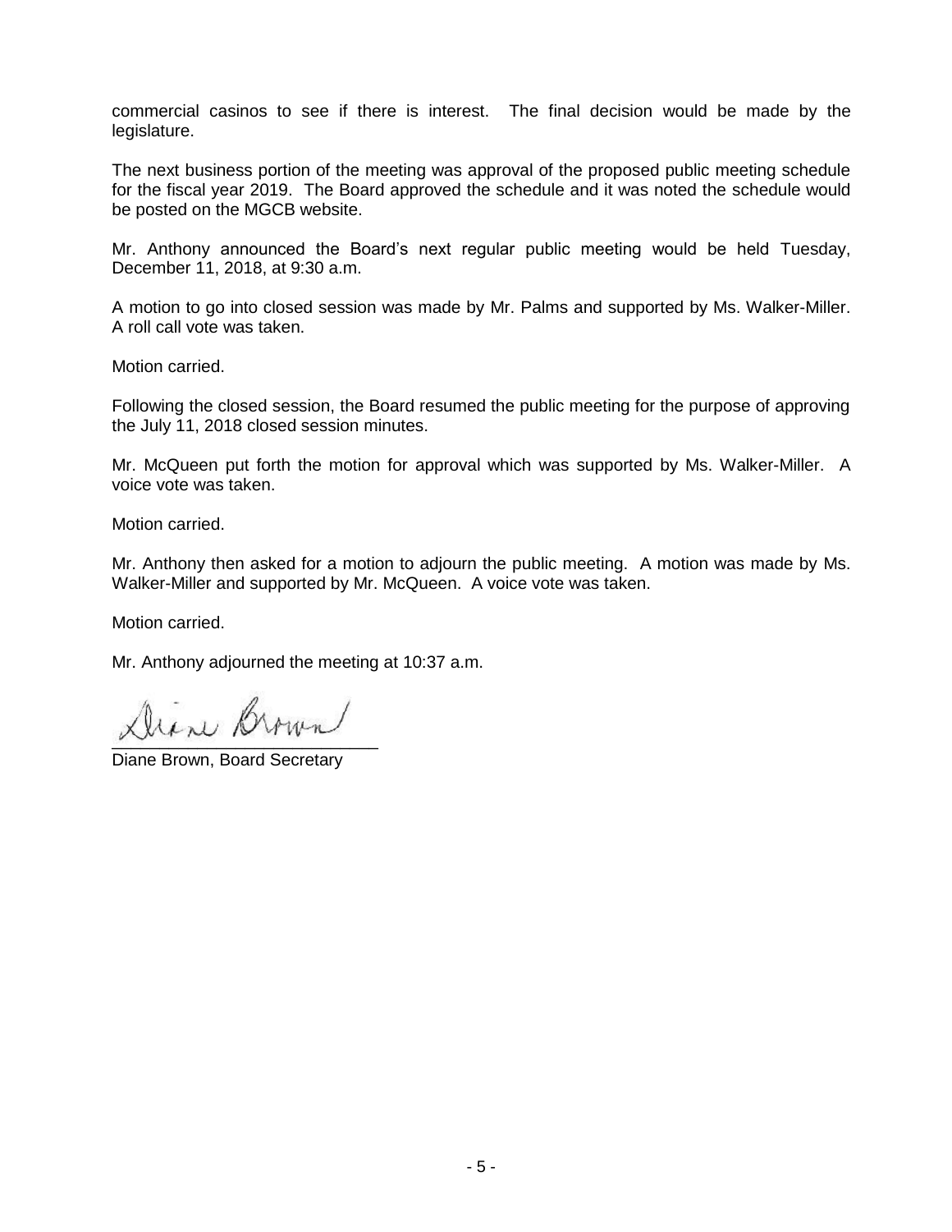commercial casinos to see if there is interest. The final decision would be made by the legislature.

The next business portion of the meeting was approval of the proposed public meeting schedule for the fiscal year 2019. The Board approved the schedule and it was noted the schedule would be posted on the MGCB website.

Mr. Anthony announced the Board's next regular public meeting would be held Tuesday, December 11, 2018, at 9:30 a.m.

A motion to go into closed session was made by Mr. Palms and supported by Ms. Walker-Miller. A roll call vote was taken.

Motion carried.

Following the closed session, the Board resumed the public meeting for the purpose of approving the July 11, 2018 closed session minutes.

Mr. McQueen put forth the motion for approval which was supported by Ms. Walker-Miller. A voice vote was taken.

Motion carried.

Mr. Anthony then asked for a motion to adjourn the public meeting. A motion was made by Ms. Walker-Miller and supported by Mr. McQueen. A voice vote was taken.

Motion carried.

Mr. Anthony adjourned the meeting at 10:37 a.m.

Diane Brown

Diane Brown, Board Secretary